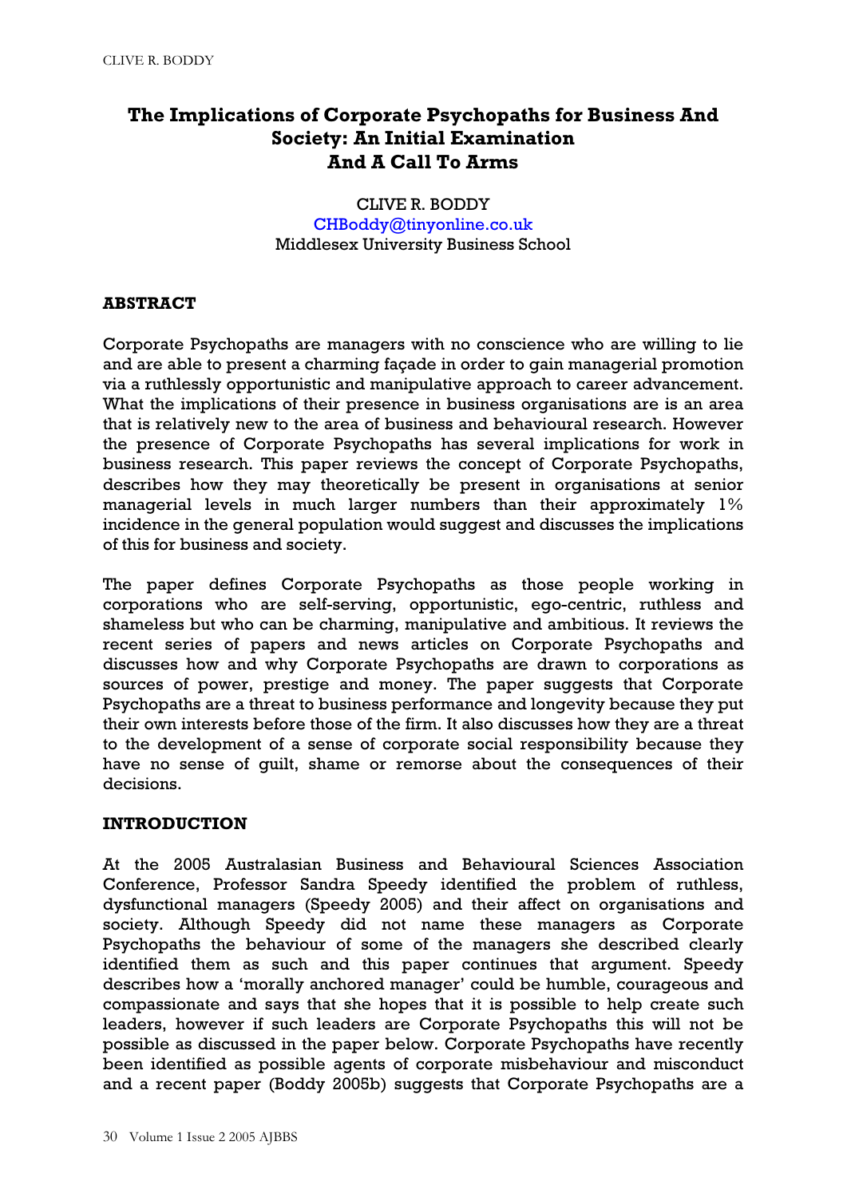# The Implications of Corporate Psychopaths for Business And Society: An Initial Examination And A Call To Arms

CLIVE R. BODDY
CHBoddy@tinyonline.co.uk
Middlesex University Business School

## ABSTRACT

Corporate Psychopaths are managers with no conscience who are willing to lie and are able to present a charming façade in order to gain managerial promotion via a ruthlessly opportunistic and manipulative approach to career advancement. What the implications of their presence in business organisations are is an area that is relatively new to the area of business and behavioural research. However the presence of Corporate Psychopaths has several implications for work in business research. This paper reviews the concept of Corporate Psychopaths, describes how they may theoretically be present in organisations at senior managerial levels in much larger numbers than their approximately 1% incidence in the general population would suggest and discusses the implications of this for business and society.

The paper defines Corporate Psychopaths as those people working in corporations who are self-serving, opportunistic, ego-centric, ruthless and shameless but who can be charming, manipulative and ambitious. It reviews the recent series of papers and news articles on Corporate Psychopaths and discusses how and why Corporate Psychopaths are drawn to corporations as sources of power, prestige and money. The paper suggests that Corporate Psychopaths are a threat to business performance and longevity because they put their own interests before those of the firm. It also discusses how they are a threat to the development of a sense of corporate social responsibility because they have no sense of guilt, shame or remorse about the consequences of their decisions.

## INTRODUCTION

At the 2005 Australasian Business and Behavioural Sciences Association Conference, Professor Sandra Speedy identified the problem of ruthless, dysfunctional managers (Speedy 2005) and their affect on organisations and society. Although Speedy did not name these managers as Corporate Psychopaths the behaviour of some of the managers she described clearly identified them as such and this paper continues that argument. Speedy describes how a 'morally anchored manager' could be humble, courageous and compassionate and says that she hopes that it is possible to help create such leaders, however if such leaders are Corporate Psychopaths this will not be possible as discussed in the paper below. Corporate Psychopaths have recently been identified as possible agents of corporate misbehaviour and misconduct and a recent paper (Boddy 2005b) suggests that Corporate Psychopaths are a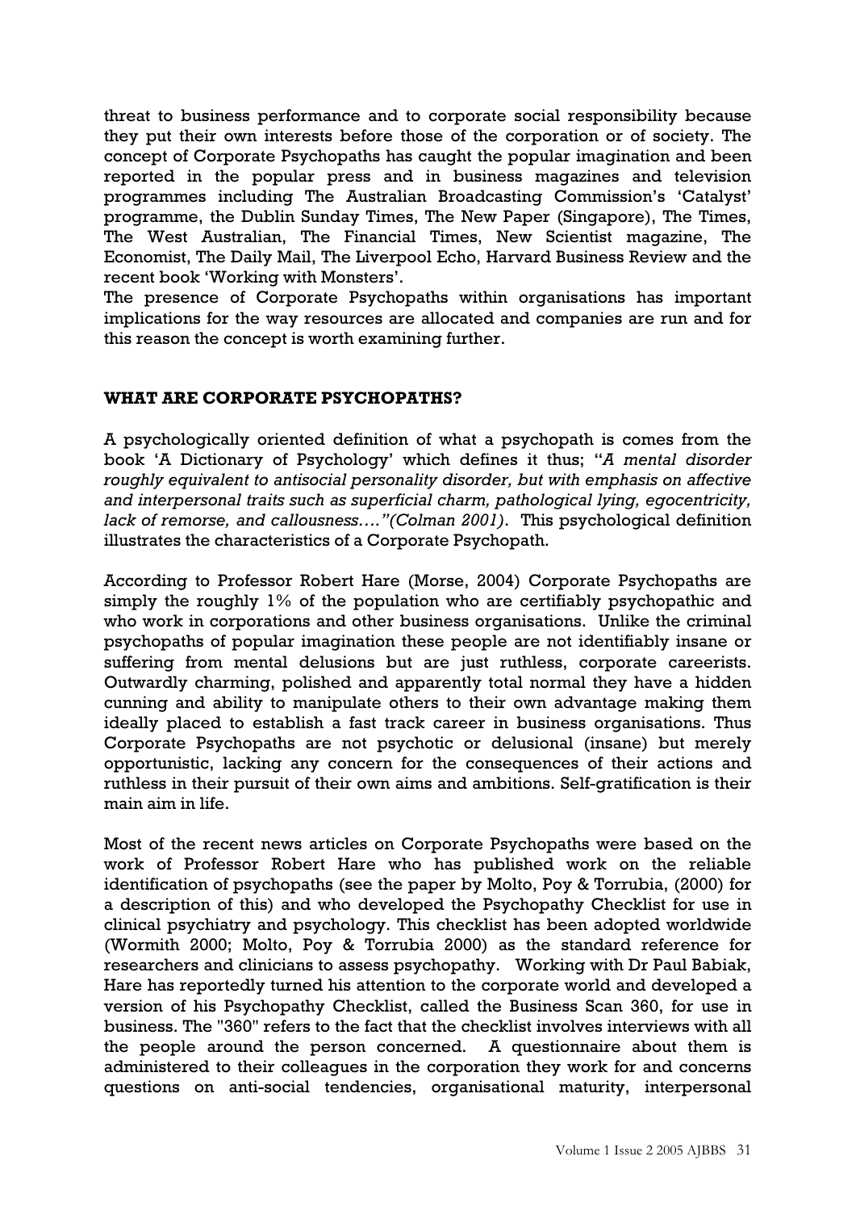threat to business performance and to corporate social responsibility because they put their own interests before those of the corporation or of society. The concept of Corporate Psychopaths has caught the popular imagination and been reported in the popular press and in business magazines and television programmes including The Australian Broadcasting Commission's 'Catalyst' programme, the Dublin Sunday Times, The New Paper (Singapore), The Times, The West Australian, The Financial Times, New Scientist magazine, The Economist, The Daily Mail, The Liverpool Echo, Harvard Business Review and the recent book 'Working with Monsters'.

The presence of Corporate Psychopaths within organisations has important implications for the way resources are allocated and companies are run and for this reason the concept is worth examining further.

## WHAT ARE CORPORATE PSYCHOPATHS?

A psychologically oriented definition of what a psychopath is comes from the book 'A Dictionary of Psychology' which defines it thus; "*A mental disorder roughly equivalent to antisocial personality disorder, but with emphasis on affective and interpersonal traits such as superficial charm, pathological lying, egocentricity, lack of remorse, and callousness…."(Colman 2001)*. This psychological definition illustrates the characteristics of a Corporate Psychopath.

According to Professor Robert Hare (Morse, 2004) Corporate Psychopaths are simply the roughly 1% of the population who are certifiably psychopathic and who work in corporations and other business organisations. Unlike the criminal psychopaths of popular imagination these people are not identifiably insane or suffering from mental delusions but are just ruthless, corporate careerists. Outwardly charming, polished and apparently total normal they have a hidden cunning and ability to manipulate others to their own advantage making them ideally placed to establish a fast track career in business organisations. Thus Corporate Psychopaths are not psychotic or delusional (insane) but merely opportunistic, lacking any concern for the consequences of their actions and ruthless in their pursuit of their own aims and ambitions. Self-gratification is their main aim in life.

Most of the recent news articles on Corporate Psychopaths were based on the work of Professor Robert Hare who has published work on the reliable identification of psychopaths (see the paper by Molto, Poy & Torrubia, (2000) for a description of this) and who developed the Psychopathy Checklist for use in clinical psychiatry and psychology. This checklist has been adopted worldwide (Wormith 2000; Molto, Poy & Torrubia 2000) as the standard reference for researchers and clinicians to assess psychopathy. Working with Dr Paul Babiak, Hare has reportedly turned his attention to the corporate world and developed a version of his Psychopathy Checklist, called the Business Scan 360, for use in business. The "360" refers to the fact that the checklist involves interviews with all the people around the person concerned. A questionnaire about them is administered to their colleagues in the corporation they work for and concerns questions on anti-social tendencies, organisational maturity, interpersonal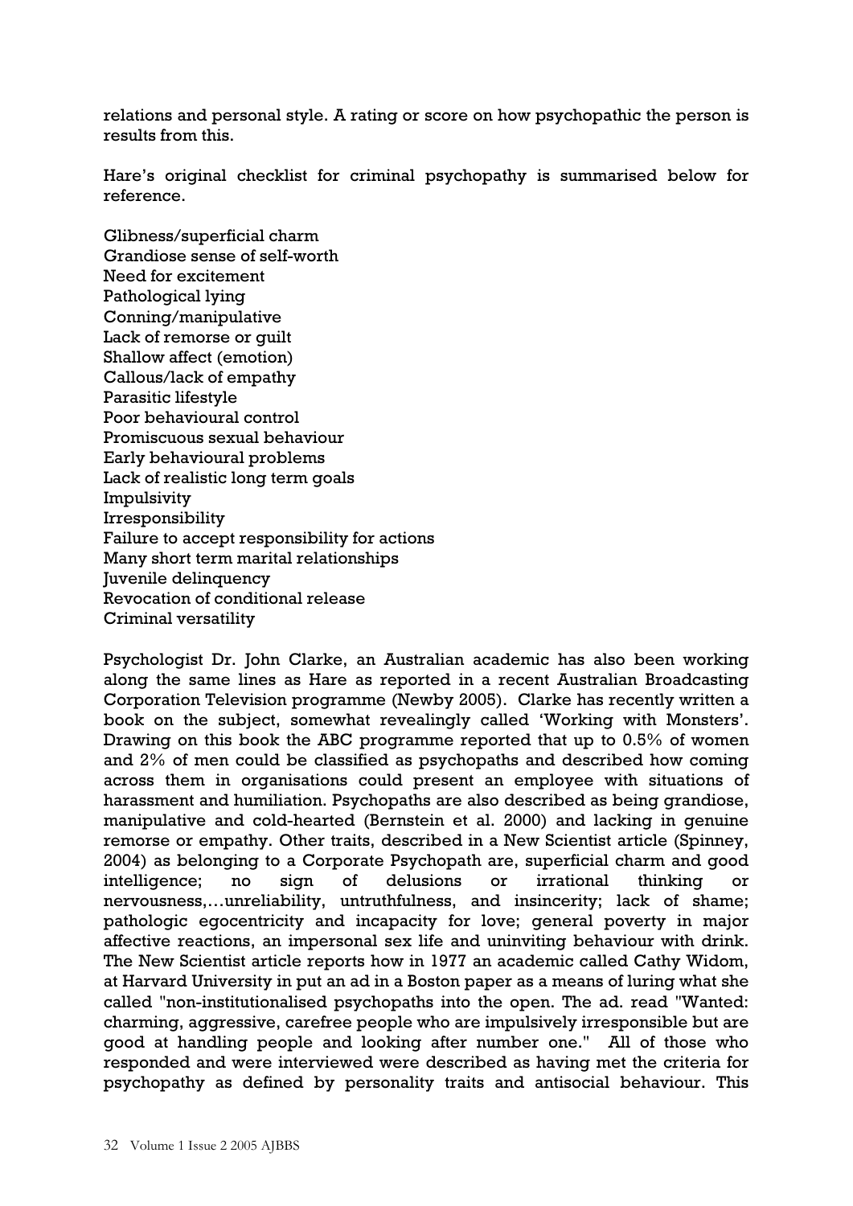relations and personal style. A rating or score on how psychopathic the person is results from this.

Hare's original checklist for criminal psychopathy is summarised below for reference.

Glibness/superficial charm
Grandiose sense of self-worth
Need for excitement
Pathological lying
Conning/manipulative
Lack of remorse or guilt
Shallow affect (emotion)
Callous/lack of empathy
Parasitic lifestyle
Poor behavioural control
Promiscuous sexual behaviour
Early behavioural problems
Lack of realistic long term goals
Impulsivity
Irresponsibility
Failure to accept responsibility for actions
Many short term marital relationships
Juvenile delinquency
Revocation of conditional release
Criminal versatility

Psychologist Dr. John Clarke, an Australian academic has also been working along the same lines as Hare as reported in a recent Australian Broadcasting Corporation Television programme (Newby 2005). Clarke has recently written a book on the subject, somewhat revealingly called 'Working with Monsters'. Drawing on this book the ABC programme reported that up to 0.5% of women and 2% of men could be classified as psychopaths and described how coming across them in organisations could present an employee with situations of harassment and humiliation. Psychopaths are also described as being grandiose, manipulative and cold-hearted (Bernstein et al. 2000) and lacking in genuine remorse or empathy. Other traits, described in a New Scientist article (Spinney, 2004) as belonging to a Corporate Psychopath are, superficial charm and good intelligence; no sign of delusions or irrational thinking or nervousness,…unreliability, untruthfulness, and insincerity; lack of shame; pathologic egocentricity and incapacity for love; general poverty in major affective reactions, an impersonal sex life and uninviting behaviour with drink. The New Scientist article reports how in 1977 an academic called Cathy Widom, at Harvard University in put an ad in a Boston paper as a means of luring what she called "non-institutionalised psychopaths into the open. The ad. read "Wanted: charming, aggressive, carefree people who are impulsively irresponsible but are good at handling people and looking after number one." All of those who responded and were interviewed were described as having met the criteria for psychopathy as defined by personality traits and antisocial behaviour. This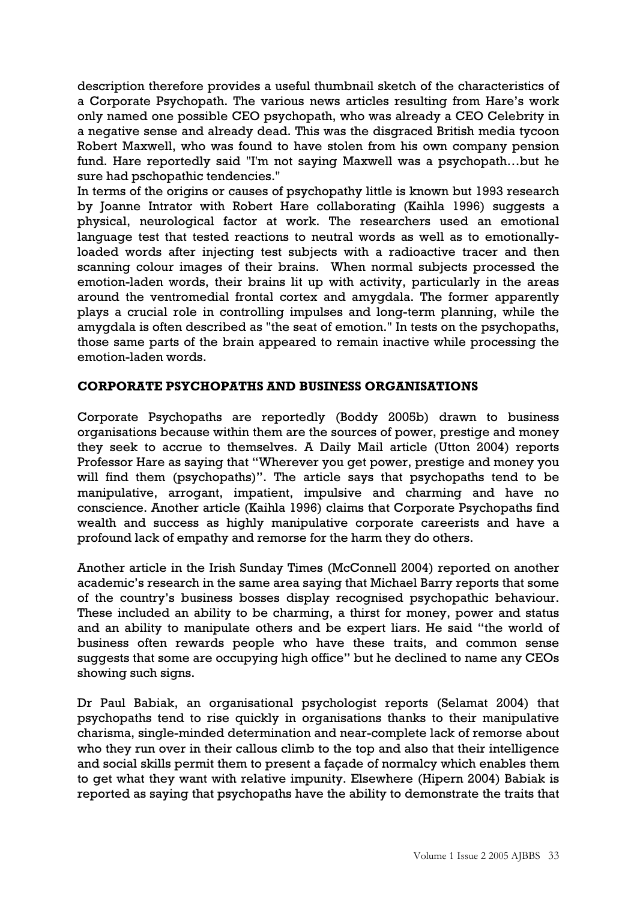description therefore provides a useful thumbnail sketch of the characteristics of a Corporate Psychopath. The various news articles resulting from Hare's work only named one possible CEO psychopath, who was already a CEO Celebrity in a negative sense and already dead. This was the disgraced British media tycoon Robert Maxwell, who was found to have stolen from his own company pension fund. Hare reportedly said "I'm not saying Maxwell was a psychopath…but he sure had pschopathic tendencies."

In terms of the origins or causes of psychopathy little is known but 1993 research by Joanne Intrator with Robert Hare collaborating (Kaihla 1996) suggests a physical, neurological factor at work. The researchers used an emotional language test that tested reactions to neutral words as well as to emotionally-loaded words after injecting test subjects with a radioactive tracer and then scanning colour images of their brains. When normal subjects processed the emotion-laden words, their brains lit up with activity, particularly in the areas around the ventromedial frontal cortex and amygdala. The former apparently plays a crucial role in controlling impulses and long-term planning, while the amygdala is often described as "the seat of emotion." In tests on the psychopaths, those same parts of the brain appeared to remain inactive while processing the emotion-laden words.

## CORPORATE PSYCHOPATHS AND BUSINESS ORGANISATIONS

Corporate Psychopaths are reportedly (Boddy 2005b) drawn to business organisations because within them are the sources of power, prestige and money they seek to accrue to themselves. A Daily Mail article (Utton 2004) reports Professor Hare as saying that "Wherever you get power, prestige and money you will find them (psychopaths)". The article says that psychopaths tend to be manipulative, arrogant, impatient, impulsive and charming and have no conscience. Another article (Kaihla 1996) claims that Corporate Psychopaths find wealth and success as highly manipulative corporate careerists and have a profound lack of empathy and remorse for the harm they do others.

Another article in the Irish Sunday Times (McConnell 2004) reported on another academic's research in the same area saying that Michael Barry reports that some of the country's business bosses display recognised psychopathic behaviour. These included an ability to be charming, a thirst for money, power and status and an ability to manipulate others and be expert liars. He said "the world of business often rewards people who have these traits, and common sense suggests that some are occupying high office" but he declined to name any CEOs showing such signs.

Dr Paul Babiak, an organisational psychologist reports (Selamat 2004) that psychopaths tend to rise quickly in organisations thanks to their manipulative charisma, single-minded determination and near-complete lack of remorse about who they run over in their callous climb to the top and also that their intelligence and social skills permit them to present a façade of normalcy which enables them to get what they want with relative impunity. Elsewhere (Hipern 2004) Babiak is reported as saying that psychopaths have the ability to demonstrate the traits that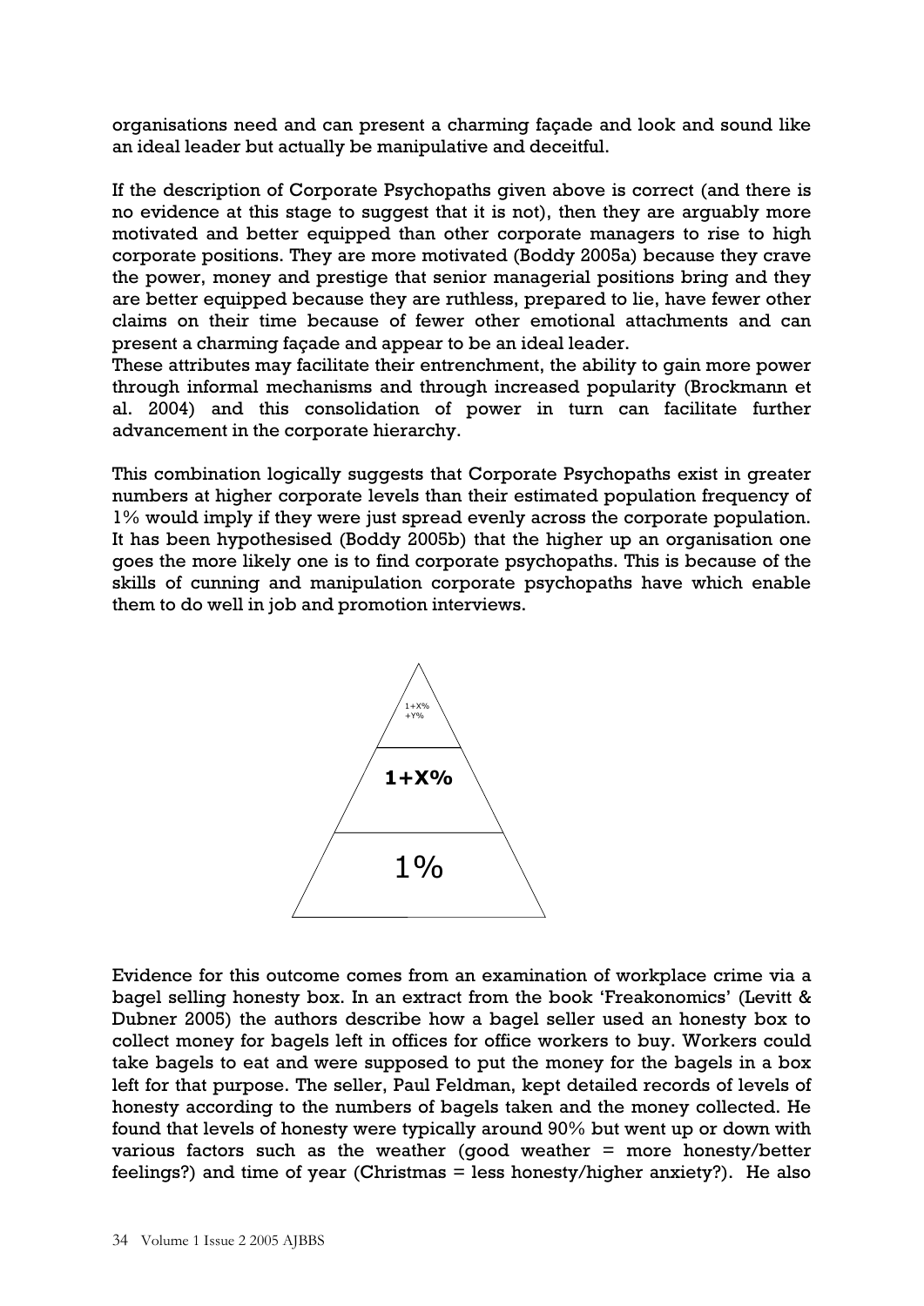organisations need and can present a charming façade and look and sound like an ideal leader but actually be manipulative and deceitful.

If the description of Corporate Psychopaths given above is correct (and there is no evidence at this stage to suggest that it is not), then they are arguably more motivated and better equipped than other corporate managers to rise to high corporate positions. They are more motivated (Boddy 2005a) because they crave the power, money and prestige that senior managerial positions bring and they are better equipped because they are ruthless, prepared to lie, have fewer other claims on their time because of fewer other emotional attachments and can present a charming façade and appear to be an ideal leader.
These attributes may facilitate their entrenchment, the ability to gain more power through informal mechanisms and through increased popularity (Brockmann et al. 2004) and this consolidation of power in turn can facilitate further advancement in the corporate hierarchy.

This combination logically suggests that Corporate Psychopaths exist in greater numbers at higher corporate levels than their estimated population frequency of 1% would imply if they were just spread evenly across the corporate population. It has been hypothesised (Boddy 2005b) that the higher up an organisation one goes the more likely one is to find corporate psychopaths. This is because of the skills of cunning and manipulation corporate psychopaths have which enable them to do well in job and promotion interviews.

1+X%
+Y%

**1+X%**

1%

Evidence for this outcome comes from an examination of workplace crime via a bagel selling honesty box. In an extract from the book 'Freakonomics' (Levitt & Dubner 2005) the authors describe how a bagel seller used an honesty box to collect money for bagels left in offices for office workers to buy. Workers could take bagels to eat and were supposed to put the money for the bagels in a box left for that purpose. The seller, Paul Feldman, kept detailed records of levels of honesty according to the numbers of bagels taken and the money collected. He found that levels of honesty were typically around 90% but went up or down with various factors such as the weather (good weather = more honesty/better feelings?) and time of year (Christmas = less honesty/higher anxiety?). He also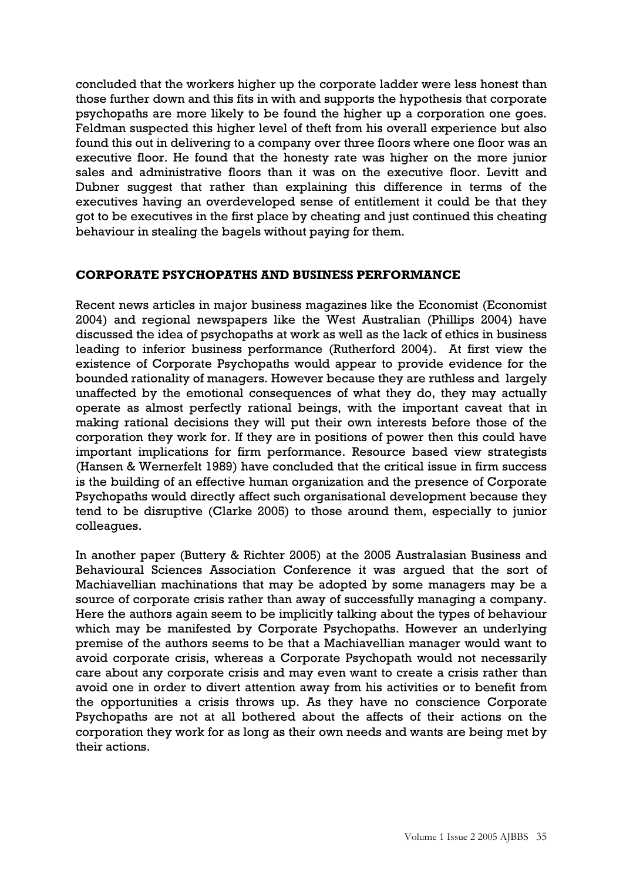concluded that the workers higher up the corporate ladder were less honest than those further down and this fits in with and supports the hypothesis that corporate psychopaths are more likely to be found the higher up a corporation one goes. Feldman suspected this higher level of theft from his overall experience but also found this out in delivering to a company over three floors where one floor was an executive floor. He found that the honesty rate was higher on the more junior sales and administrative floors than it was on the executive floor. Levitt and Dubner suggest that rather than explaining this difference in terms of the executives having an overdeveloped sense of entitlement it could be that they got to be executives in the first place by cheating and just continued this cheating behaviour in stealing the bagels without paying for them.

## CORPORATE PSYCHOPATHS AND BUSINESS PERFORMANCE

Recent news articles in major business magazines like the Economist (Economist 2004) and regional newspapers like the West Australian (Phillips 2004) have discussed the idea of psychopaths at work as well as the lack of ethics in business leading to inferior business performance (Rutherford 2004). At first view the existence of Corporate Psychopaths would appear to provide evidence for the bounded rationality of managers. However because they are ruthless and largely unaffected by the emotional consequences of what they do, they may actually operate as almost perfectly rational beings, with the important caveat that in making rational decisions they will put their own interests before those of the corporation they work for. If they are in positions of power then this could have important implications for firm performance. Resource based view strategists (Hansen & Wernerfelt 1989) have concluded that the critical issue in firm success is the building of an effective human organization and the presence of Corporate Psychopaths would directly affect such organisational development because they tend to be disruptive (Clarke 2005) to those around them, especially to junior colleagues.

In another paper (Buttery & Richter 2005) at the 2005 Australasian Business and Behavioural Sciences Association Conference it was argued that the sort of Machiavellian machinations that may be adopted by some managers may be a source of corporate crisis rather than away of successfully managing a company. Here the authors again seem to be implicitly talking about the types of behaviour which may be manifested by Corporate Psychopaths. However an underlying premise of the authors seems to be that a Machiavellian manager would want to avoid corporate crisis, whereas a Corporate Psychopath would not necessarily care about any corporate crisis and may even want to create a crisis rather than avoid one in order to divert attention away from his activities or to benefit from the opportunities a crisis throws up. As they have no conscience Corporate Psychopaths are not at all bothered about the affects of their actions on the corporation they work for as long as their own needs and wants are being met by their actions.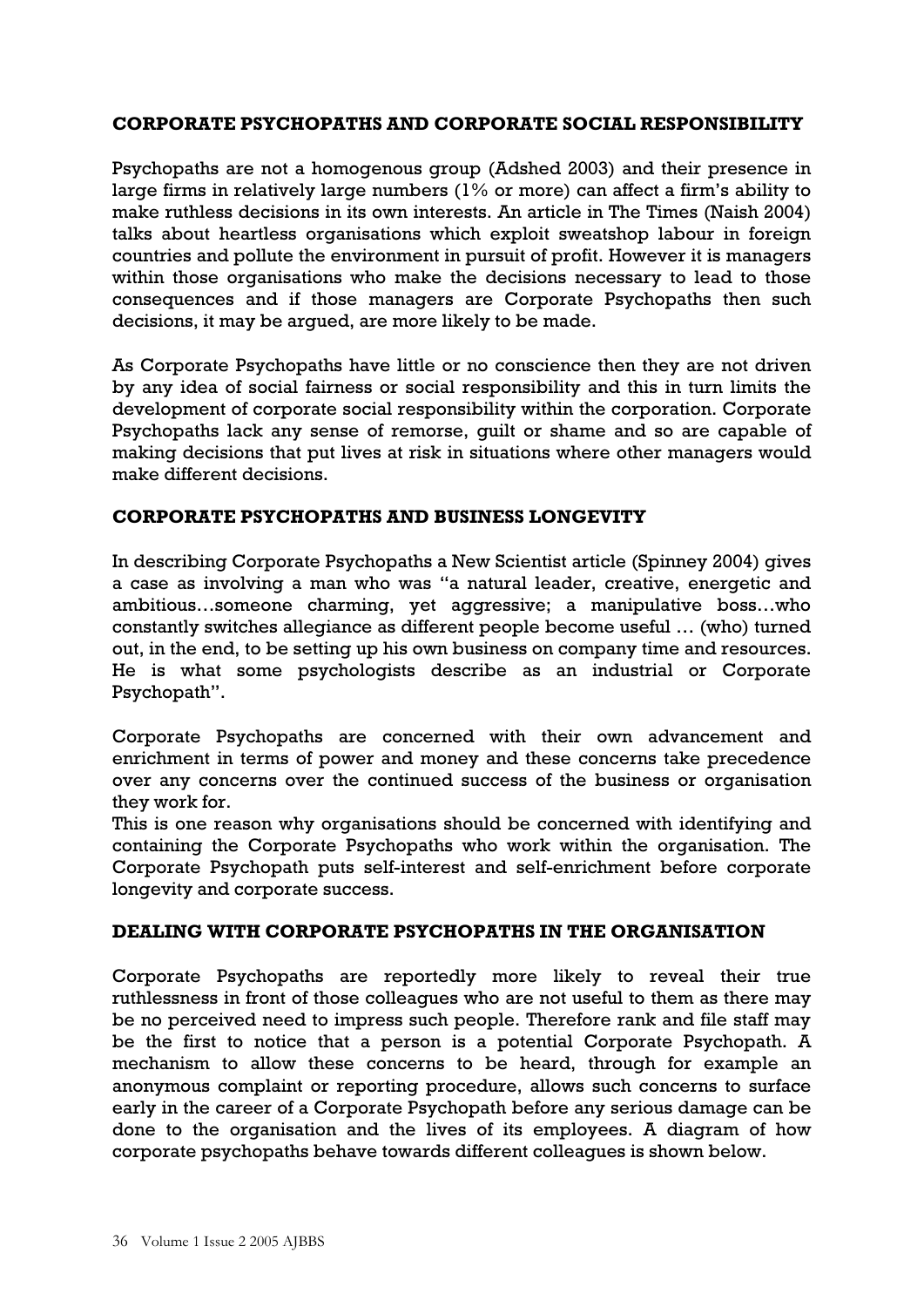## CORPORATE PSYCHOPATHS AND CORPORATE SOCIAL RESPONSIBILITY

Psychopaths are not a homogenous group (Adshed 2003) and their presence in large firms in relatively large numbers (1% or more) can affect a firm's ability to make ruthless decisions in its own interests. An article in The Times (Naish 2004) talks about heartless organisations which exploit sweatshop labour in foreign countries and pollute the environment in pursuit of profit. However it is managers within those organisations who make the decisions necessary to lead to those consequences and if those managers are Corporate Psychopaths then such decisions, it may be argued, are more likely to be made.

As Corporate Psychopaths have little or no conscience then they are not driven by any idea of social fairness or social responsibility and this in turn limits the development of corporate social responsibility within the corporation. Corporate Psychopaths lack any sense of remorse, guilt or shame and so are capable of making decisions that put lives at risk in situations where other managers would make different decisions.

## CORPORATE PSYCHOPATHS AND BUSINESS LONGEVITY

In describing Corporate Psychopaths a New Scientist article (Spinney 2004) gives a case as involving a man who was "a natural leader, creative, energetic and ambitious…someone charming, yet aggressive; a manipulative boss…who constantly switches allegiance as different people become useful … (who) turned out, in the end, to be setting up his own business on company time and resources. He is what some psychologists describe as an industrial or Corporate Psychopath".

Corporate Psychopaths are concerned with their own advancement and enrichment in terms of power and money and these concerns take precedence over any concerns over the continued success of the business or organisation they work for.

This is one reason why organisations should be concerned with identifying and containing the Corporate Psychopaths who work within the organisation. The Corporate Psychopath puts self-interest and self-enrichment before corporate longevity and corporate success.

## DEALING WITH CORPORATE PSYCHOPATHS IN THE ORGANISATION

Corporate Psychopaths are reportedly more likely to reveal their true ruthlessness in front of those colleagues who are not useful to them as there may be no perceived need to impress such people. Therefore rank and file staff may be the first to notice that a person is a potential Corporate Psychopath. A mechanism to allow these concerns to be heard, through for example an anonymous complaint or reporting procedure, allows such concerns to surface early in the career of a Corporate Psychopath before any serious damage can be done to the organisation and the lives of its employees. A diagram of how corporate psychopaths behave towards different colleagues is shown below.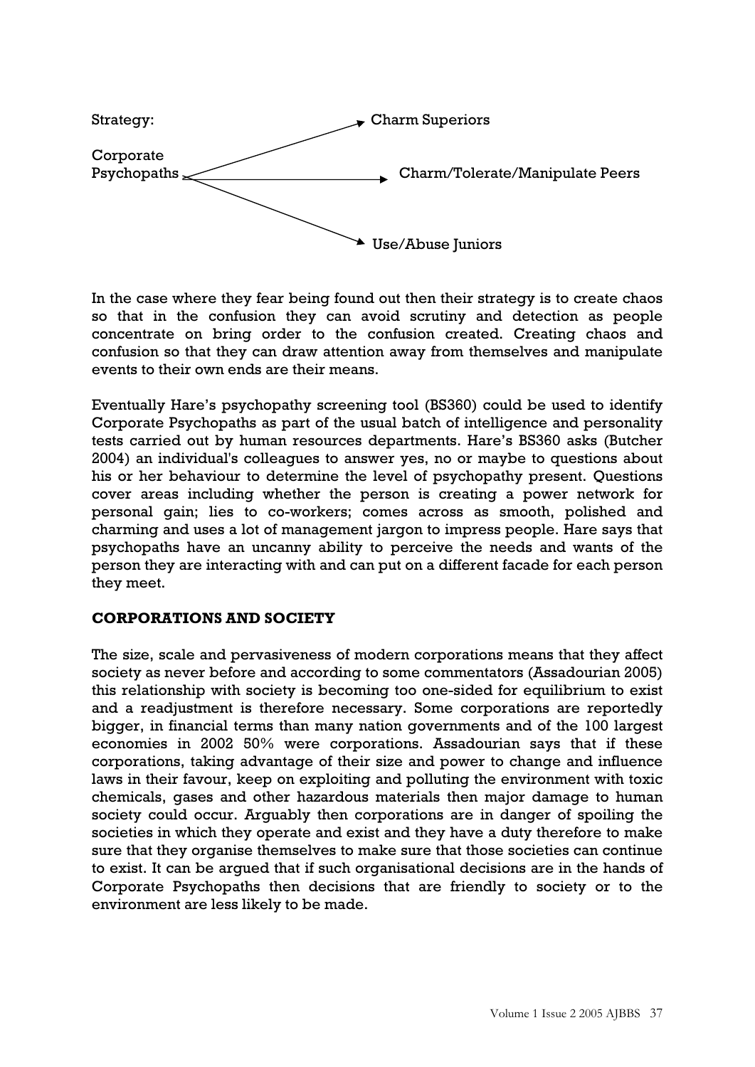Strategy:

Corporate Psychopaths

Charm Superiors

Charm/Tolerate/Manipulate Peers

Use/Abuse Juniors

In the case where they fear being found out then their strategy is to create chaos so that in the confusion they can avoid scrutiny and detection as people concentrate on bring order to the confusion created. Creating chaos and confusion so that they can draw attention away from themselves and manipulate events to their own ends are their means.

Eventually Hare's psychopathy screening tool (BS360) could be used to identify Corporate Psychopaths as part of the usual batch of intelligence and personality tests carried out by human resources departments. Hare's BS360 asks (Butcher 2004) an individual's colleagues to answer yes, no or maybe to questions about his or her behaviour to determine the level of psychopathy present. Questions cover areas including whether the person is creating a power network for personal gain; lies to co-workers; comes across as smooth, polished and charming and uses a lot of management jargon to impress people. Hare says that psychopaths have an uncanny ability to perceive the needs and wants of the person they are interacting with and can put on a different facade for each person they meet.

## CORPORATIONS AND SOCIETY

The size, scale and pervasiveness of modern corporations means that they affect society as never before and according to some commentators (Assadourian 2005) this relationship with society is becoming too one-sided for equilibrium to exist and a readjustment is therefore necessary. Some corporations are reportedly bigger, in financial terms than many nation governments and of the 100 largest economies in 2002 50% were corporations. Assadourian says that if these corporations, taking advantage of their size and power to change and influence laws in their favour, keep on exploiting and polluting the environment with toxic chemicals, gases and other hazardous materials then major damage to human society could occur. Arguably then corporations are in danger of spoiling the societies in which they operate and exist and they have a duty therefore to make sure that they organise themselves to make sure that those societies can continue to exist. It can be argued that if such organisational decisions are in the hands of Corporate Psychopaths then decisions that are friendly to society or to the environment are less likely to be made.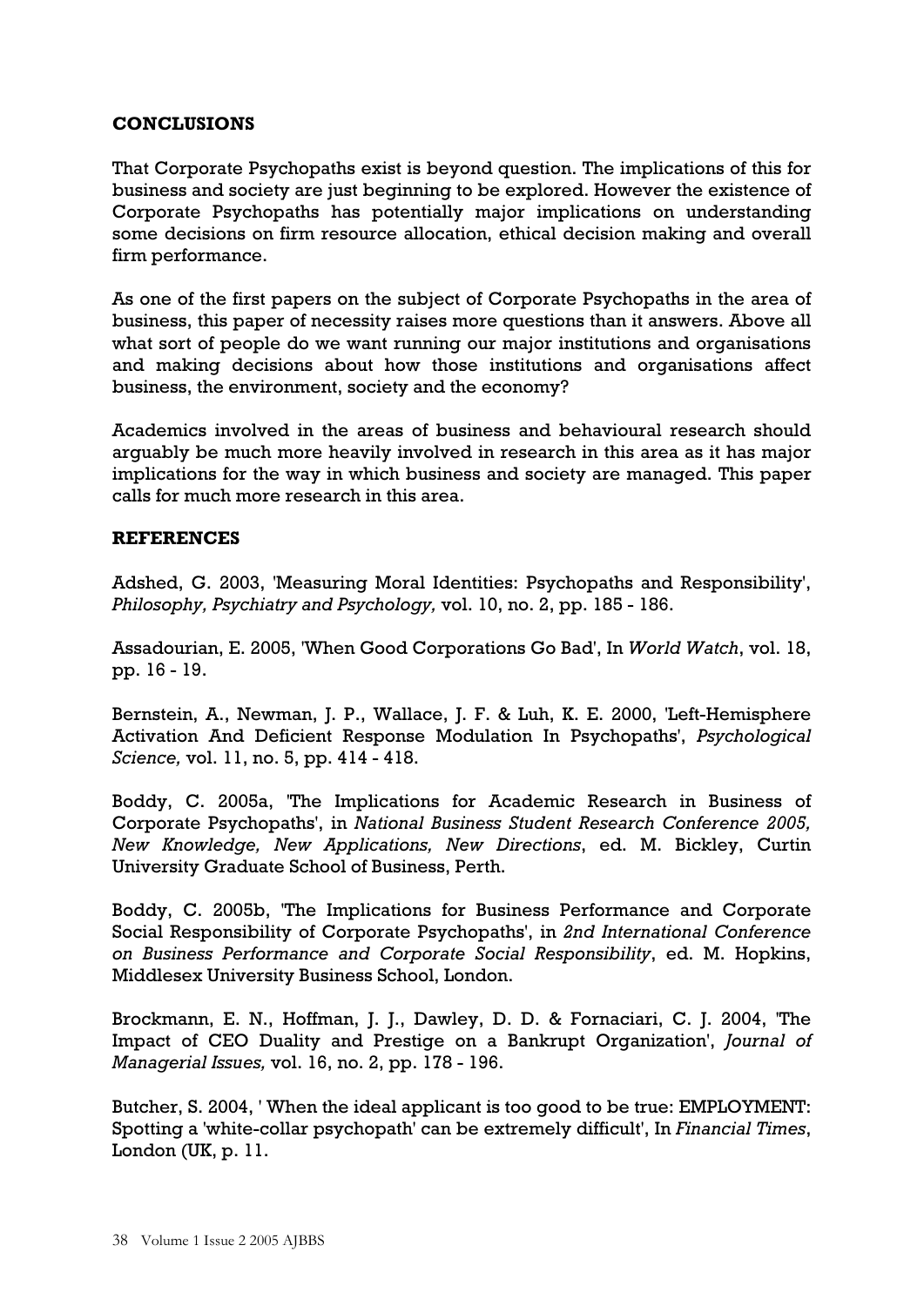## CONCLUSIONS

That Corporate Psychopaths exist is beyond question. The implications of this for business and society are just beginning to be explored. However the existence of Corporate Psychopaths has potentially major implications on understanding some decisions on firm resource allocation, ethical decision making and overall firm performance.

As one of the first papers on the subject of Corporate Psychopaths in the area of business, this paper of necessity raises more questions than it answers. Above all what sort of people do we want running our major institutions and organisations and making decisions about how those institutions and organisations affect business, the environment, society and the economy?

Academics involved in the areas of business and behavioural research should arguably be much more heavily involved in research in this area as it has major implications for the way in which business and society are managed. This paper calls for much more research in this area.

## REFERENCES

Adshed, G. 2003, 'Measuring Moral Identities: Psychopaths and Responsibility', *Philosophy, Psychiatry and Psychology,* vol. 10, no. 2, pp. 185 - 186.

Assadourian, E. 2005, 'When Good Corporations Go Bad', In *World Watch*, vol. 18, pp. 16 - 19.

Bernstein, A., Newman, J. P., Wallace, J. F. & Luh, K. E. 2000, 'Left-Hemisphere Activation And Deficient Response Modulation In Psychopaths', *Psychological Science,* vol. 11, no. 5, pp. 414 - 418.

Boddy, C. 2005a, 'The Implications for Academic Research in Business of Corporate Psychopaths', in *National Business Student Research Conference 2005, New Knowledge, New Applications, New Directions*, ed. M. Bickley, Curtin University Graduate School of Business, Perth.

Boddy, C. 2005b, 'The Implications for Business Performance and Corporate Social Responsibility of Corporate Psychopaths', in *2nd International Conference on Business Performance and Corporate Social Responsibility*, ed. M. Hopkins, Middlesex University Business School, London.

Brockmann, E. N., Hoffman, J. J., Dawley, D. D. & Fornaciari, C. J. 2004, 'The Impact of CEO Duality and Prestige on a Bankrupt Organization', *Journal of Managerial Issues,* vol. 16, no. 2, pp. 178 - 196.

Butcher, S. 2004, ' When the ideal applicant is too good to be true: EMPLOYMENT: Spotting a 'white-collar psychopath' can be extremely difficult', In *Financial Times*, London (UK, p. 11.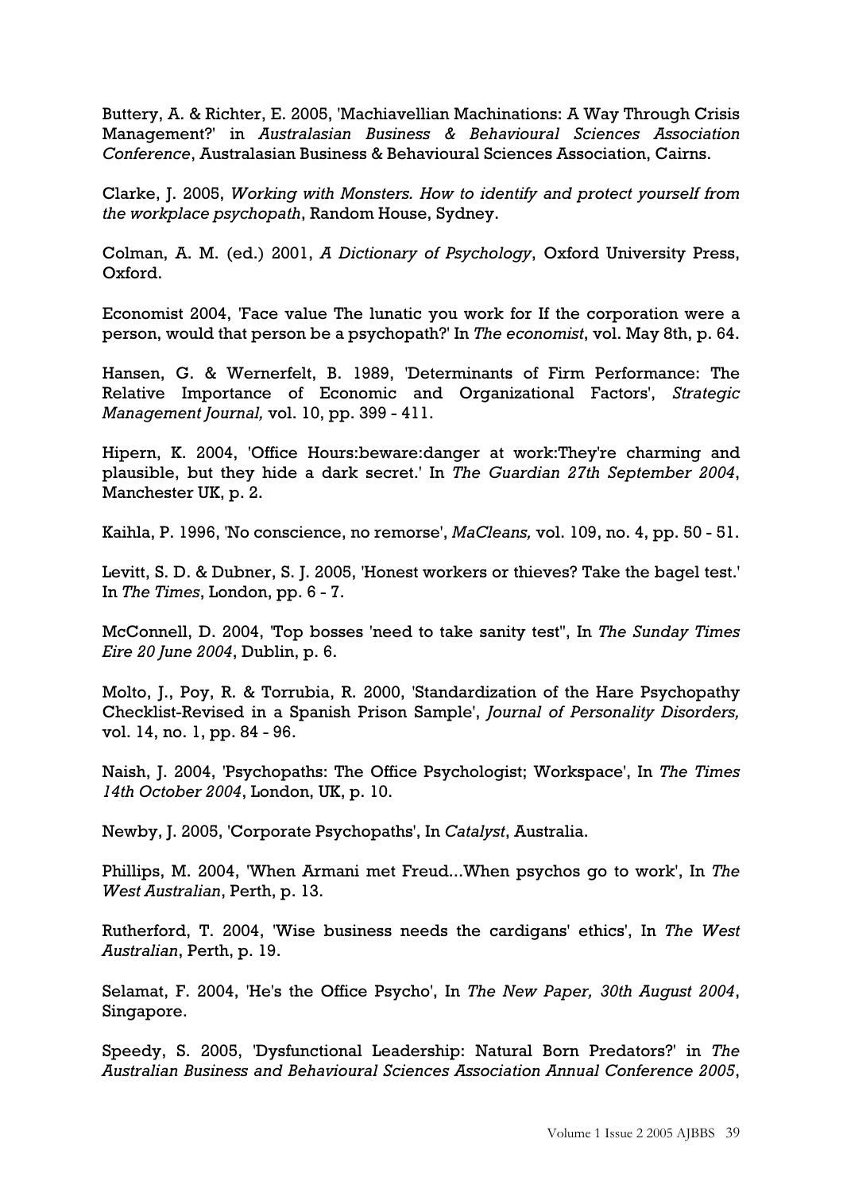Buttery, A. & Richter, E. 2005, 'Machiavellian Machinations: A Way Through Crisis Management?' in *Australasian Business & Behavioural Sciences Association Conference*, Australasian Business & Behavioural Sciences Association, Cairns.

Clarke, J. 2005, *Working with Monsters. How to identify and protect yourself from the workplace psychopath*, Random House, Sydney.

Colman, A. M. (ed.) 2001, *A Dictionary of Psychology*, Oxford University Press, Oxford.

Economist 2004, 'Face value The lunatic you work for If the corporation were a person, would that person be a psychopath?' In *The economist*, vol. May 8th, p. 64.

Hansen, G. & Wernerfelt, B. 1989, 'Determinants of Firm Performance: The Relative Importance of Economic and Organizational Factors', *Strategic Management Journal,* vol. 10, pp. 399 - 411.

Hipern, K. 2004, 'Office Hours:beware:danger at work:They're charming and plausible, but they hide a dark secret.' In *The Guardian 27th September 2004*, Manchester UK, p. 2.

Kaihla, P. 1996, 'No conscience, no remorse', *MaCleans,* vol. 109, no. 4, pp. 50 - 51.

Levitt, S. D. & Dubner, S. J. 2005, 'Honest workers or thieves? Take the bagel test.' In *The Times*, London, pp. 6 - 7.

McConnell, D. 2004, "Top bosses 'need to take sanity test'', In *The Sunday Times Eire 20 June 2004*, Dublin, p. 6.

Molto, J., Poy, R. & Torrubia, R. 2000, 'Standardization of the Hare Psychopathy Checklist-Revised in a Spanish Prison Sample', *Journal of Personality Disorders,* vol. 14, no. 1, pp. 84 - 96.

Naish, J. 2004, 'Psychopaths: The Office Psychologist; Workspace', In *The Times 14th October 2004*, London, UK, p. 10.

Newby, J. 2005, 'Corporate Psychopaths', In *Catalyst*, Australia.

Phillips, M. 2004, 'When Armani met Freud...When psychos go to work', In *The West Australian*, Perth, p. 13.

Rutherford, T. 2004, 'Wise business needs the cardigans' ethics', In *The West Australian*, Perth, p. 19.

Selamat, F. 2004, 'He's the Office Psycho', In *The New Paper, 30th August 2004*, Singapore.

Speedy, S. 2005, 'Dysfunctional Leadership: Natural Born Predators?' in *The Australian Business and Behavioural Sciences Association Annual Conference 2005*,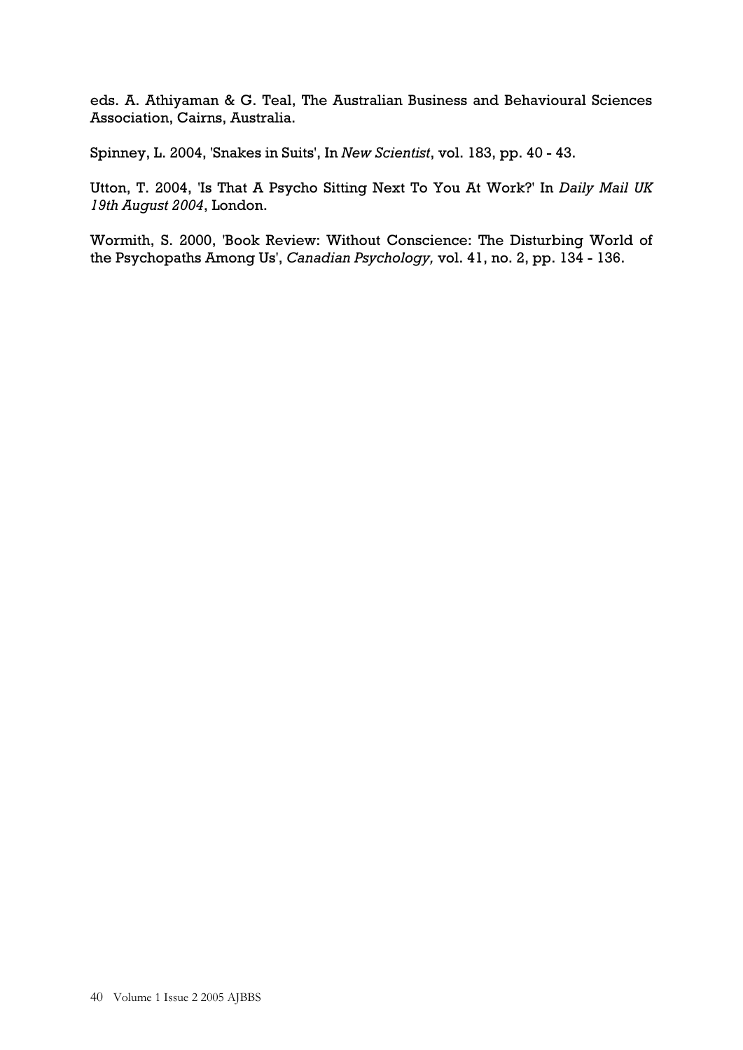eds. A. Athiyaman & G. Teal, The Australian Business and Behavioural Sciences Association, Cairns, Australia.

Spinney, L. 2004, 'Snakes in Suits', In *New Scientist*, vol. 183, pp. 40 - 43.

Utton, T. 2004, 'Is That A Psycho Sitting Next To You At Work?' In *Daily Mail UK 19th August 2004*, London.

Wormith, S. 2000, 'Book Review: Without Conscience: The Disturbing World of the Psychopaths Among Us', *Canadian Psychology,* vol. 41, no. 2, pp. 134 - 136.